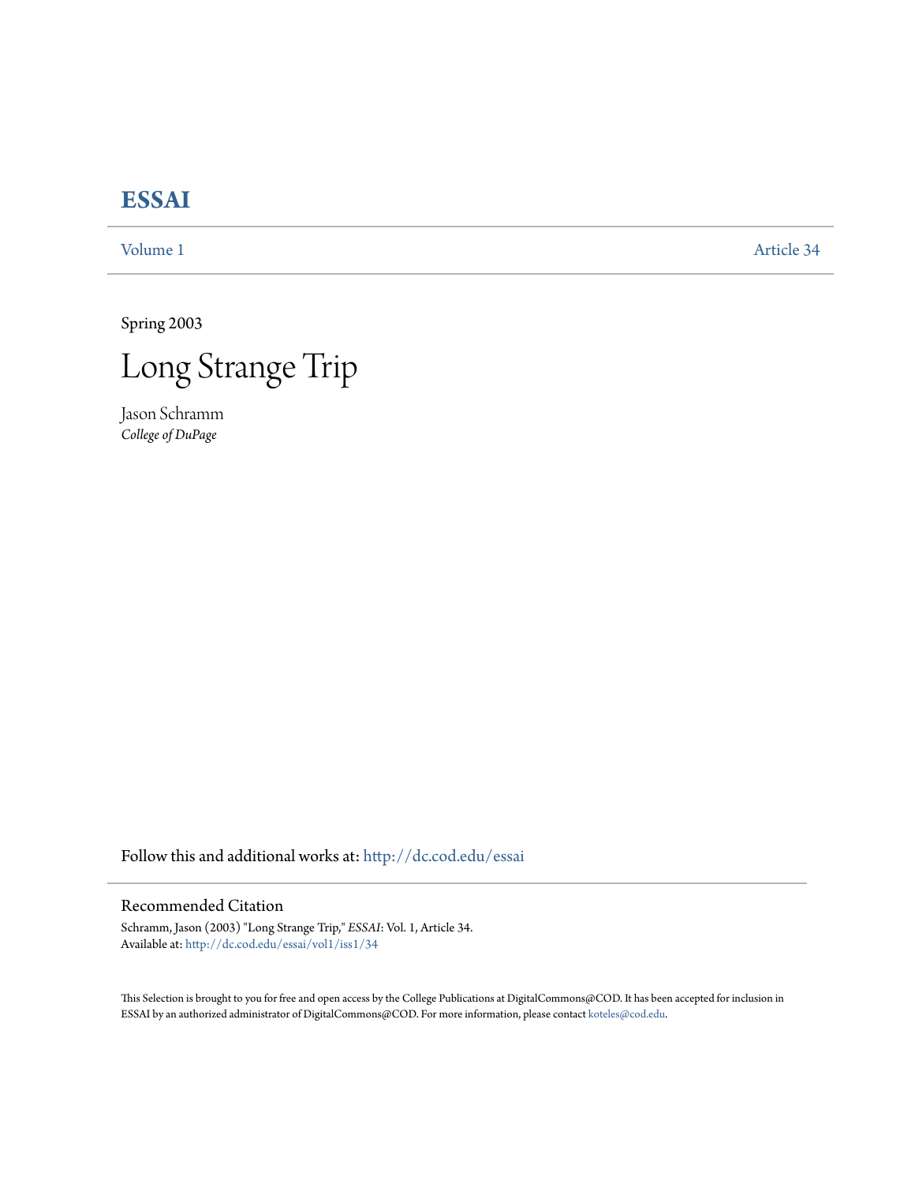# ESSAI

Volume 1 | Article 34

Spring 2003

# Long Strange Trip

Jason Schramm
*College of DuPage*

Follow this and additional works at: http://dc.cod.edu/essai

## Recommended Citation

Schramm, Jason (2003) "Long Strange Trip," *ESSAI*: Vol. 1, Article 34.
Available at: http://dc.cod.edu/essai/vol1/iss1/34

This Selection is brought to you for free and open access by the College Publications at DigitalCommons@COD. It has been accepted for inclusion in ESSAI by an authorized administrator of DigitalCommons@COD. For more information, please contact koteles@cod.edu.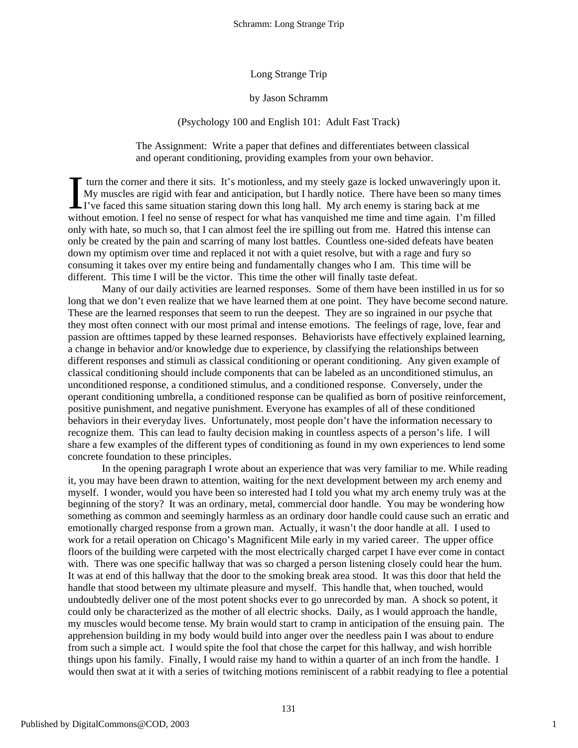Long Strange Trip

by Jason Schramm

(Psychology 100 and English 101: Adult Fast Track)

The Assignment: Write a paper that defines and differentiates between classical and operant conditioning, providing examples from your own behavior.

I turn the corner and there it sits. It's motionless, and my steely gaze is locked unwaveringly upon it. My muscles are rigid with fear and anticipation, but I hardly notice. There have been so many times I've faced this same situation staring down this long hall. My arch enemy is staring back at me without emotion. I feel no sense of respect for what has vanquished me time and time again. I'm filled only with hate, so much so, that I can almost feel the ire spilling out from me. Hatred this intense can only be created by the pain and scarring of many lost battles. Countless one-sided defeats have beaten down my optimism over time and replaced it not with a quiet resolve, but with a rage and fury so consuming it takes over my entire being and fundamentally changes who I am. This time will be different. This time I will be the victor. This time the other will finally taste defeat.

Many of our daily activities are learned responses. Some of them have been instilled in us for so long that we don't even realize that we have learned them at one point. They have become second nature. These are the learned responses that seem to run the deepest. They are so ingrained in our psyche that they most often connect with our most primal and intense emotions. The feelings of rage, love, fear and passion are ofttimes tapped by these learned responses. Behaviorists have effectively explained learning, a change in behavior and/or knowledge due to experience, by classifying the relationships between different responses and stimuli as classical conditioning or operant conditioning. Any given example of classical conditioning should include components that can be labeled as an unconditioned stimulus, an unconditioned response, a conditioned stimulus, and a conditioned response. Conversely, under the operant conditioning umbrella, a conditioned response can be qualified as born of positive reinforcement, positive punishment, and negative punishment. Everyone has examples of all of these conditioned behaviors in their everyday lives. Unfortunately, most people don't have the information necessary to recognize them. This can lead to faulty decision making in countless aspects of a person's life. I will share a few examples of the different types of conditioning as found in my own experiences to lend some concrete foundation to these principles.

In the opening paragraph I wrote about an experience that was very familiar to me. While reading it, you may have been drawn to attention, waiting for the next development between my arch enemy and myself. I wonder, would you have been so interested had I told you what my arch enemy truly was at the beginning of the story? It was an ordinary, metal, commercial door handle. You may be wondering how something as common and seemingly harmless as an ordinary door handle could cause such an erratic and emotionally charged response from a grown man. Actually, it wasn't the door handle at all. I used to work for a retail operation on Chicago's Magnificent Mile early in my varied career. The upper office floors of the building were carpeted with the most electrically charged carpet I have ever come in contact with. There was one specific hallway that was so charged a person listening closely could hear the hum. It was at end of this hallway that the door to the smoking break area stood. It was this door that held the handle that stood between my ultimate pleasure and myself. This handle that, when touched, would undoubtedly deliver one of the most potent shocks ever to go unrecorded by man. A shock so potent, it could only be characterized as the mother of all electric shocks. Daily, as I would approach the handle, my muscles would become tense. My brain would start to cramp in anticipation of the ensuing pain. The apprehension building in my body would build into anger over the needless pain I was about to endure from such a simple act. I would spite the fool that chose the carpet for this hallway, and wish horrible things upon his family. Finally, I would raise my hand to within a quarter of an inch from the handle. I would then swat at it with a series of twitching motions reminiscent of a rabbit readying to flee a potential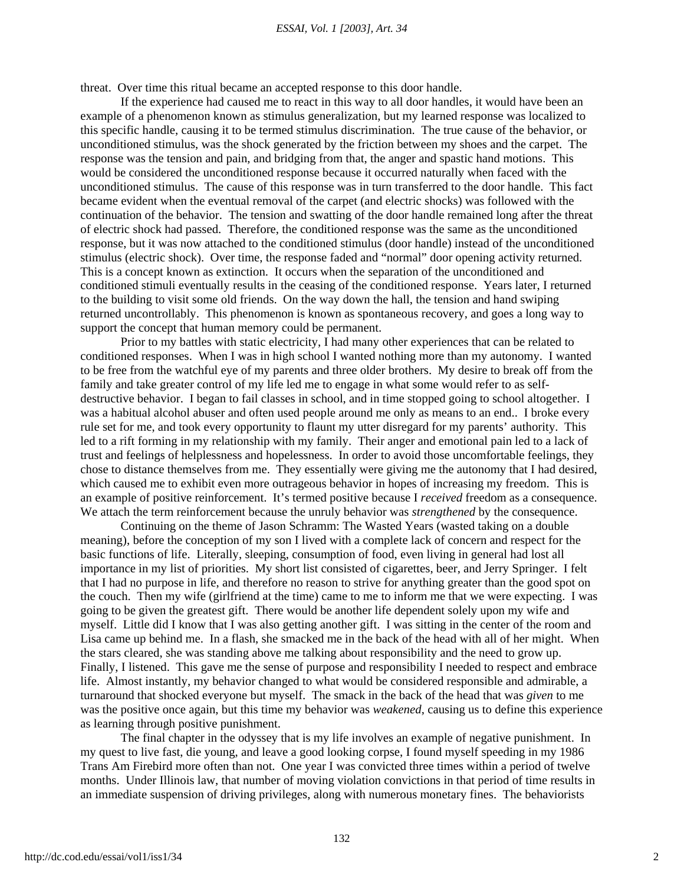threat. Over time this ritual became an accepted response to this door handle.

If the experience had caused me to react in this way to all door handles, it would have been an example of a phenomenon known as stimulus generalization, but my learned response was localized to this specific handle, causing it to be termed stimulus discrimination. The true cause of the behavior, or unconditioned stimulus, was the shock generated by the friction between my shoes and the carpet. The response was the tension and pain, and bridging from that, the anger and spastic hand motions. This would be considered the unconditioned response because it occurred naturally when faced with the unconditioned stimulus. The cause of this response was in turn transferred to the door handle. This fact became evident when the eventual removal of the carpet (and electric shocks) was followed with the continuation of the behavior. The tension and swatting of the door handle remained long after the threat of electric shock had passed. Therefore, the conditioned response was the same as the unconditioned response, but it was now attached to the conditioned stimulus (door handle) instead of the unconditioned stimulus (electric shock). Over time, the response faded and "normal" door opening activity returned. This is a concept known as extinction. It occurs when the separation of the unconditioned and conditioned stimuli eventually results in the ceasing of the conditioned response. Years later, I returned to the building to visit some old friends. On the way down the hall, the tension and hand swiping returned uncontrollably. This phenomenon is known as spontaneous recovery, and goes a long way to support the concept that human memory could be permanent.

Prior to my battles with static electricity, I had many other experiences that can be related to conditioned responses. When I was in high school I wanted nothing more than my autonomy. I wanted to be free from the watchful eye of my parents and three older brothers. My desire to break off from the family and take greater control of my life led me to engage in what some would refer to as self-destructive behavior. I began to fail classes in school, and in time stopped going to school altogether. I was a habitual alcohol abuser and often used people around me only as means to an end.. I broke every rule set for me, and took every opportunity to flaunt my utter disregard for my parents' authority. This led to a rift forming in my relationship with my family. Their anger and emotional pain led to a lack of trust and feelings of helplessness and hopelessness. In order to avoid those uncomfortable feelings, they chose to distance themselves from me. They essentially were giving me the autonomy that I had desired, which caused me to exhibit even more outrageous behavior in hopes of increasing my freedom. This is an example of positive reinforcement. It's termed positive because I *received* freedom as a consequence. We attach the term reinforcement because the unruly behavior was *strengthened* by the consequence.

Continuing on the theme of Jason Schramm: The Wasted Years (wasted taking on a double meaning), before the conception of my son I lived with a complete lack of concern and respect for the basic functions of life. Literally, sleeping, consumption of food, even living in general had lost all importance in my list of priorities. My short list consisted of cigarettes, beer, and Jerry Springer. I felt that I had no purpose in life, and therefore no reason to strive for anything greater than the good spot on the couch. Then my wife (girlfriend at the time) came to me to inform me that we were expecting. I was going to be given the greatest gift. There would be another life dependent solely upon my wife and myself. Little did I know that I was also getting another gift. I was sitting in the center of the room and Lisa came up behind me. In a flash, she smacked me in the back of the head with all of her might. When the stars cleared, she was standing above me talking about responsibility and the need to grow up. Finally, I listened. This gave me the sense of purpose and responsibility I needed to respect and embrace life. Almost instantly, my behavior changed to what would be considered responsible and admirable, a turnaround that shocked everyone but myself. The smack in the back of the head that was *given* to me was the positive once again, but this time my behavior was *weakened*, causing us to define this experience as learning through positive punishment.

The final chapter in the odyssey that is my life involves an example of negative punishment. In my quest to live fast, die young, and leave a good looking corpse, I found myself speeding in my 1986 Trans Am Firebird more often than not. One year I was convicted three times within a period of twelve months. Under Illinois law, that number of moving violation convictions in that period of time results in an immediate suspension of driving privileges, along with numerous monetary fines. The behaviorists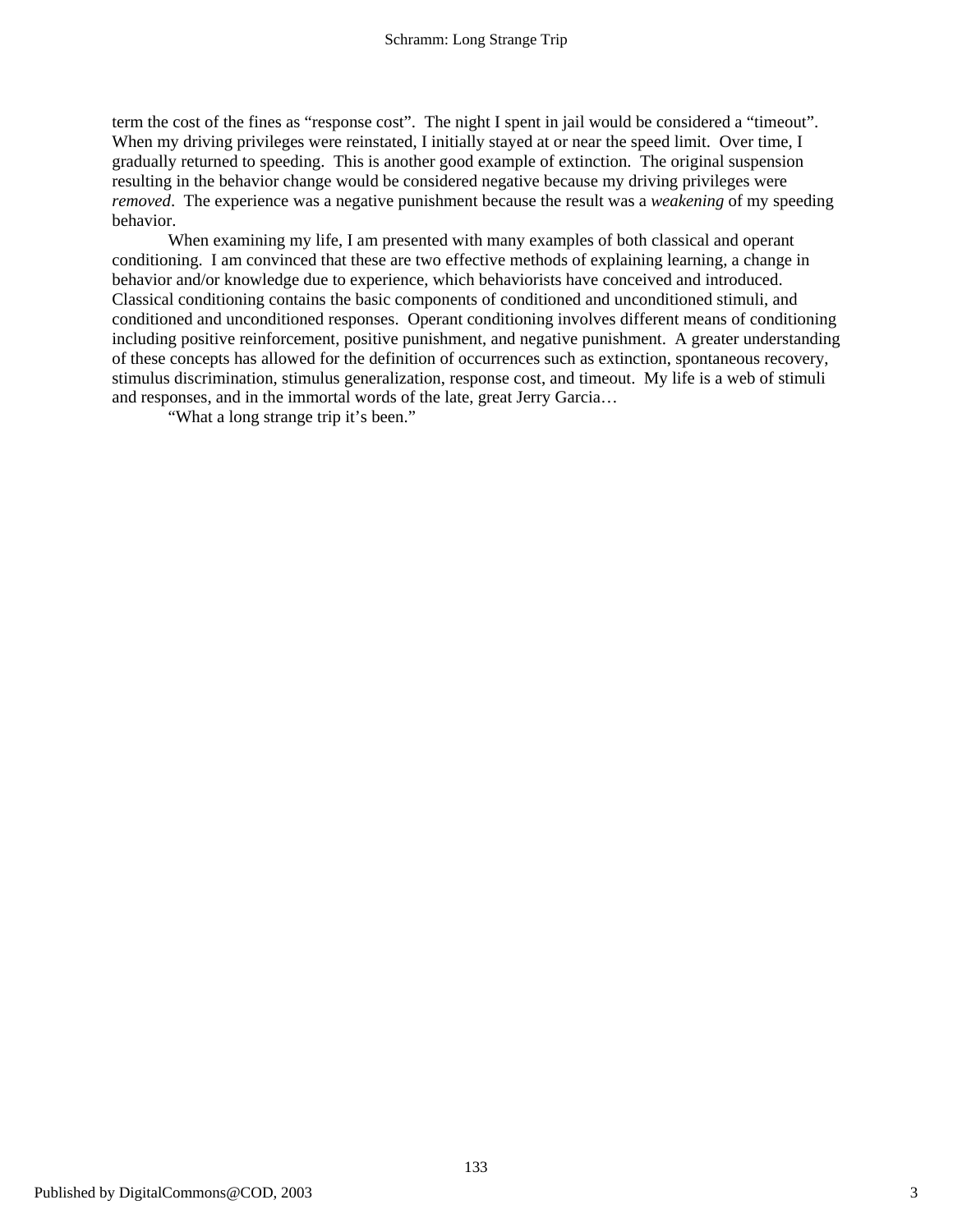term the cost of the fines as "response cost". The night I spent in jail would be considered a "timeout". When my driving privileges were reinstated, I initially stayed at or near the speed limit. Over time, I gradually returned to speeding. This is another good example of extinction. The original suspension resulting in the behavior change would be considered negative because my driving privileges were *removed*. The experience was a negative punishment because the result was a *weakening* of my speeding behavior.

When examining my life, I am presented with many examples of both classical and operant conditioning. I am convinced that these are two effective methods of explaining learning, a change in behavior and/or knowledge due to experience, which behaviorists have conceived and introduced. Classical conditioning contains the basic components of conditioned and unconditioned stimuli, and conditioned and unconditioned responses. Operant conditioning involves different means of conditioning including positive reinforcement, positive punishment, and negative punishment. A greater understanding of these concepts has allowed for the definition of occurrences such as extinction, spontaneous recovery, stimulus discrimination, stimulus generalization, response cost, and timeout. My life is a web of stimuli and responses, and in the immortal words of the late, great Jerry Garcia…

"What a long strange trip it's been."